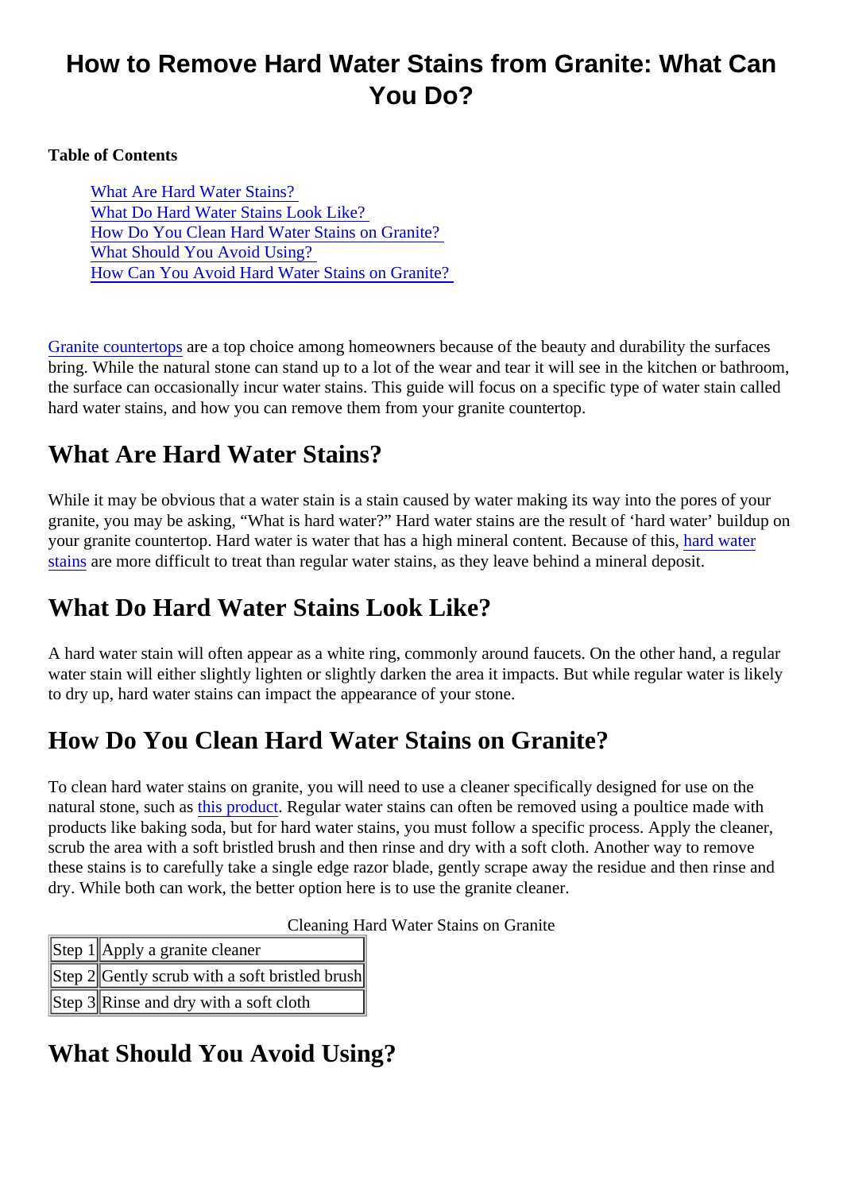# How to Remove Hard Water Stains from Granite: What Can You Do?

**Table of Contents**

- What Are Hard Water Stains?
- What Do Hard Water Stains Look Like?
- How Do You Clean Hard Water Stains on Granite?
- What Should You Avoid Using?
- How Can You Avoid Hard Water Stains on Granite?

Granite countertops are a top choice among homeowners because of the beauty and durability the surfaces bring. While the natural stone can stand up to a lot of the wear and tear it will see in the kitchen or bathroom, the surface can occasionally incur water stains. This guide will focus on a specific type of water stain called hard water stains, and how you can remove them from your granite countertop.

## What Are Hard Water Stains?

While it may be obvious that a water stain is a stain caused by water making its way into the pores of your granite, you may be asking, "What is hard water?" Hard water stains are the result of 'hard water' buildup on your granite countertop. Hard water is water that has a high mineral content. Because of this, hard water stains are more difficult to treat than regular water stains, as they leave behind a mineral deposit.

## What Do Hard Water Stains Look Like?

A hard water stain will often appear as a white ring, commonly around faucets. On the other hand, a regular water stain will either slightly lighten or slightly darken the area it impacts. But while regular water is likely to dry up, hard water stains can impact the appearance of your stone.

## How Do You Clean Hard Water Stains on Granite?

To clean hard water stains on granite, you will need to use a cleaner specifically designed for use on the natural stone, such as this product. Regular water stains can often be removed using a poultice made with products like baking soda, but for hard water stains, you must follow a specific process. Apply the cleaner, scrub the area with a soft bristled brush and then rinse and dry with a soft cloth. Another way to remove these stains is to carefully take a single edge razor blade, gently scrape away the residue and then rinse and dry. While both can work, the better option here is to use the granite cleaner.

Cleaning Hard Water Stains on Granite

| Step | Action |
|---|---|
| Step 1 | Apply a granite cleaner |
| Step 2 | Gently scrub with a soft bristled brush |
| Step 3 | Rinse and dry with a soft cloth |

## What Should You Avoid Using?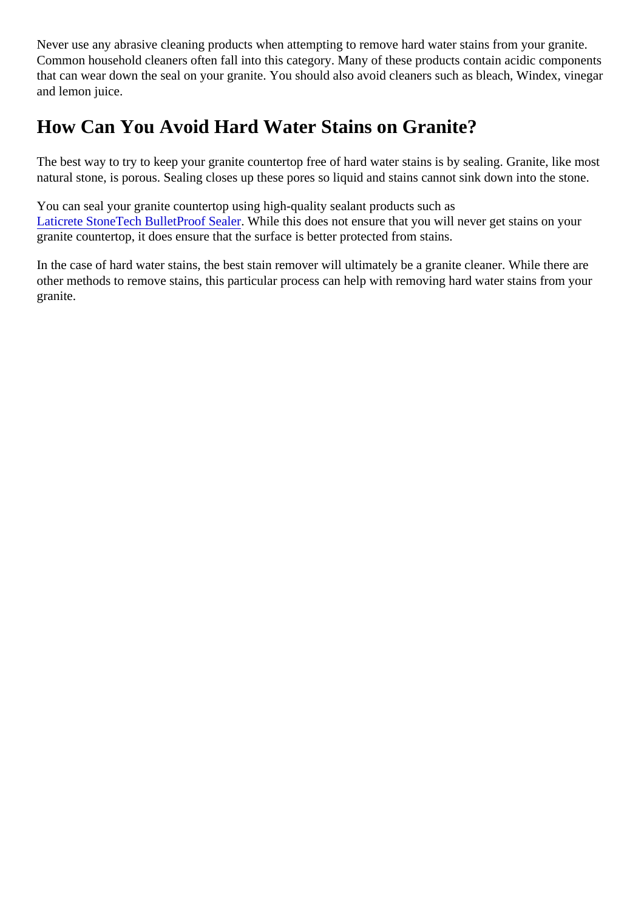Never use any abrasive cleaning products when attempting to remove hard water stains from your granite. Common household cleaners often fall into this category. Many of these products contain acidic components that can wear down the seal on your granite. You should also avoid cleaners such as bleach, Windex, vinegar and lemon juice.

## How Can You Avoid Hard Water Stains on Granite?

The best way to try to keep your granite countertop free of hard water stains is by sealing. Granite, like most natural stone, is porous. Sealing closes up these pores so liquid and stains cannot sink down into the stone.

You can seal your granite countertop using high-quality sealant products such as Laticrete StoneTech BulletProof Sealer. While this does not ensure that you will never get stains on your granite countertop, it does ensure that the surface is better protected from stains.

In the case of hard water stains, the best stain remover will ultimately be a granite cleaner. While there are other methods to remove stains, this particular process can help with removing hard water stains from your granite.